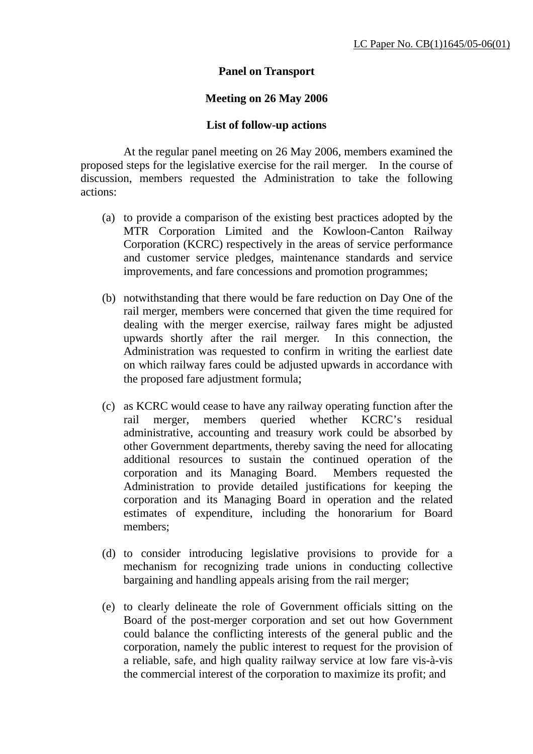LC Paper No. CB(1)1645/05-06(01)

**Panel on Transport**

**Meeting on 26 May 2006**

**List of follow-up actions**

At the regular panel meeting on 26 May 2006, members examined the proposed steps for the legislative exercise for the rail merger. In the course of discussion, members requested the Administration to take the following actions:

(a) to provide a comparison of the existing best practices adopted by the MTR Corporation Limited and the Kowloon-Canton Railway Corporation (KCRC) respectively in the areas of service performance and customer service pledges, maintenance standards and service improvements, and fare concessions and promotion programmes;

(b) notwithstanding that there would be fare reduction on Day One of the rail merger, members were concerned that given the time required for dealing with the merger exercise, railway fares might be adjusted upwards shortly after the rail merger. In this connection, the Administration was requested to confirm in writing the earliest date on which railway fares could be adjusted upwards in accordance with the proposed fare adjustment formula;

(c) as KCRC would cease to have any railway operating function after the rail merger, members queried whether KCRC's residual administrative, accounting and treasury work could be absorbed by other Government departments, thereby saving the need for allocating additional resources to sustain the continued operation of the corporation and its Managing Board. Members requested the Administration to provide detailed justifications for keeping the corporation and its Managing Board in operation and the related estimates of expenditure, including the honorarium for Board members;

(d) to consider introducing legislative provisions to provide for a mechanism for recognizing trade unions in conducting collective bargaining and handling appeals arising from the rail merger;

(e) to clearly delineate the role of Government officials sitting on the Board of the post-merger corporation and set out how Government could balance the conflicting interests of the general public and the corporation, namely the public interest to request for the provision of a reliable, safe, and high quality railway service at low fare vis-à-vis the commercial interest of the corporation to maximize its profit; and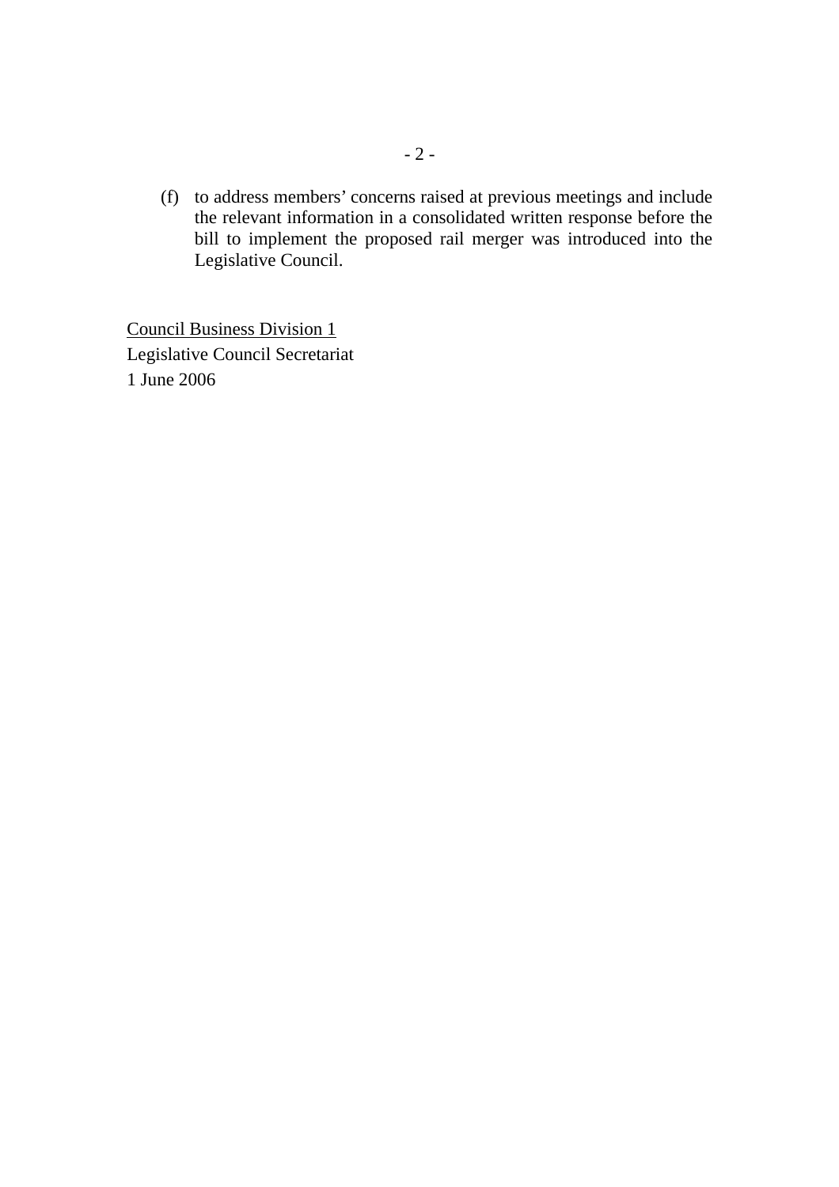(f) to address members' concerns raised at previous meetings and include the relevant information in a consolidated written response before the bill to implement the proposed rail merger was introduced into the Legislative Council.

<u>Council Business Division 1</u>
Legislative Council Secretariat
1 June 2006